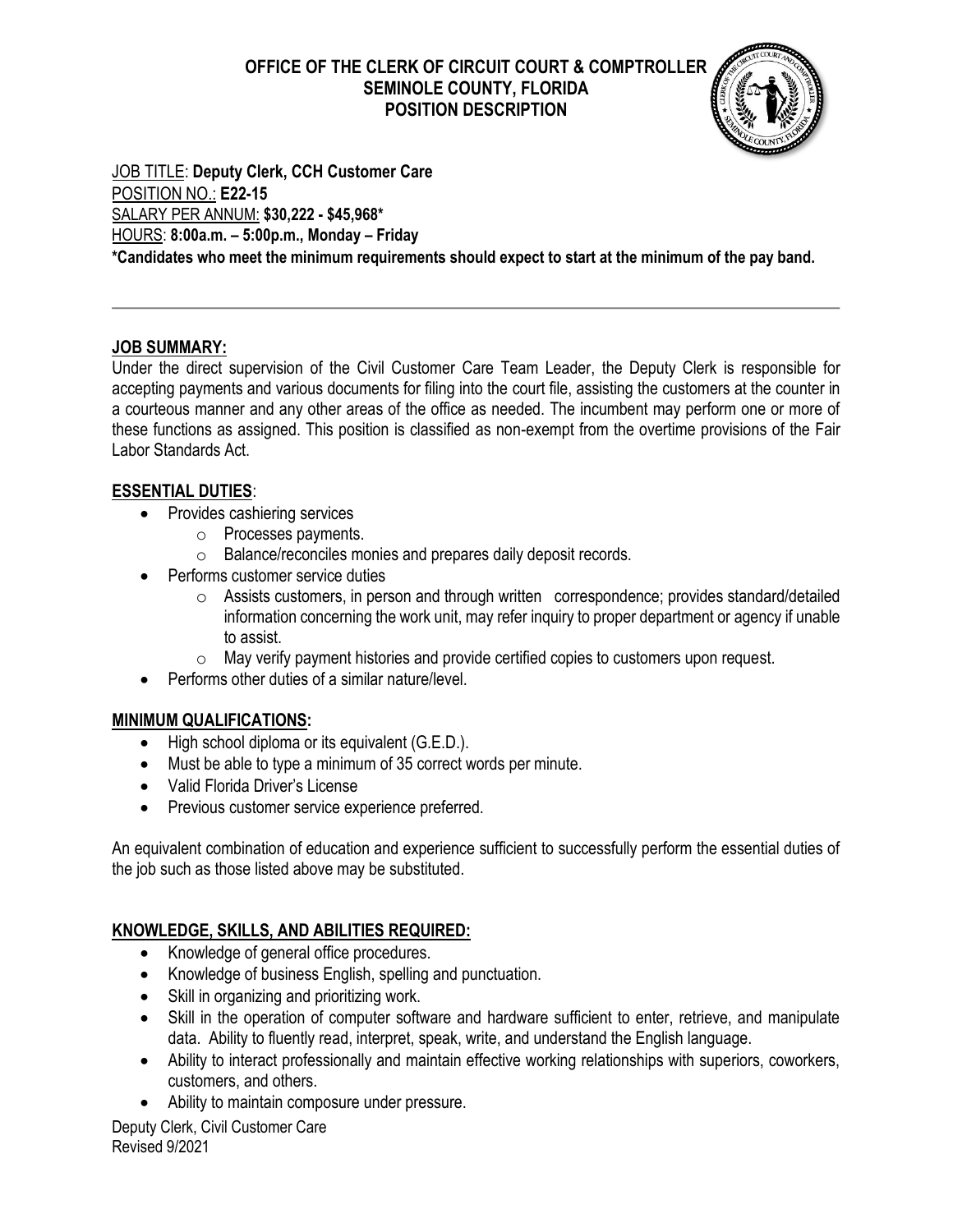**OFFICE OF THE CLERK OF CIRCUIT COURT & COMPTROLLER**
**SEMINOLE COUNTY, FLORIDA**
**POSITION DESCRIPTION**

JOB TITLE: **Deputy Clerk, CCH Customer Care**
POSITION NO.: **E22-15**
SALARY PER ANNUM: **$30,222 - $45,968***
HOURS: **8:00a.m. – 5:00p.m., Monday – Friday**
***Candidates who meet the minimum requirements should expect to start at the minimum of the pay band.**

---

## JOB SUMMARY:

Under the direct supervision of the Civil Customer Care Team Leader, the Deputy Clerk is responsible for accepting payments and various documents for filing into the court file, assisting the customers at the counter in a courteous manner and any other areas of the office as needed. The incumbent may perform one or more of these functions as assigned. This position is classified as non-exempt from the overtime provisions of the Fair Labor Standards Act.

## ESSENTIAL DUTIES:

- Provides cashiering services
  - Processes payments.
  - Balance/reconciles monies and prepares daily deposit records.
- Performs customer service duties
  - Assists customers, in person and through written correspondence; provides standard/detailed information concerning the work unit, may refer inquiry to proper department or agency if unable to assist.
  - May verify payment histories and provide certified copies to customers upon request.
- Performs other duties of a similar nature/level.

## MINIMUM QUALIFICATIONS:

- High school diploma or its equivalent (G.E.D.).
- Must be able to type a minimum of 35 correct words per minute.
- Valid Florida Driver's License
- Previous customer service experience preferred.

An equivalent combination of education and experience sufficient to successfully perform the essential duties of the job such as those listed above may be substituted.

## KNOWLEDGE, SKILLS, AND ABILITIES REQUIRED:

- Knowledge of general office procedures.
- Knowledge of business English, spelling and punctuation.
- Skill in organizing and prioritizing work.
- Skill in the operation of computer software and hardware sufficient to enter, retrieve, and manipulate data. Ability to fluently read, interpret, speak, write, and understand the English language.
- Ability to interact professionally and maintain effective working relationships with superiors, coworkers, customers, and others.
- Ability to maintain composure under pressure.

Deputy Clerk, Civil Customer Care
Revised 9/2021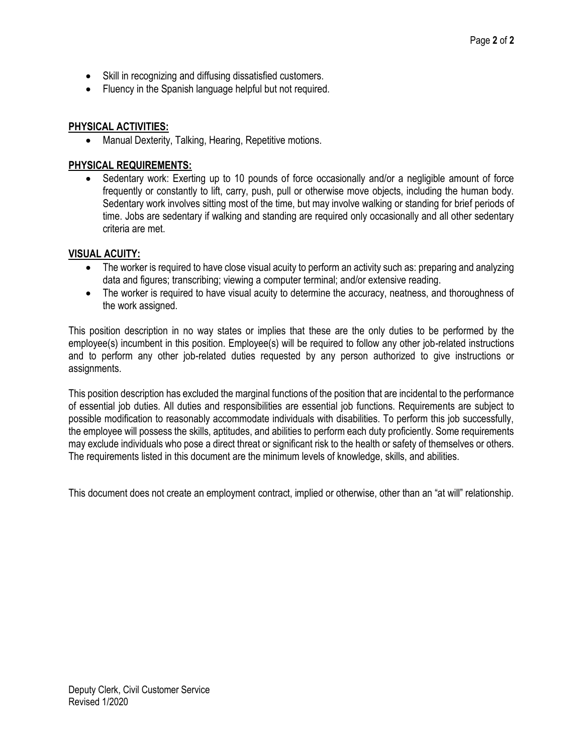- Skill in recognizing and diffusing dissatisfied customers.
- Fluency in the Spanish language helpful but not required.

**PHYSICAL ACTIVITIES:**

- Manual Dexterity, Talking, Hearing, Repetitive motions.

**PHYSICAL REQUIREMENTS:**

- Sedentary work: Exerting up to 10 pounds of force occasionally and/or a negligible amount of force frequently or constantly to lift, carry, push, pull or otherwise move objects, including the human body. Sedentary work involves sitting most of the time, but may involve walking or standing for brief periods of time. Jobs are sedentary if walking and standing are required only occasionally and all other sedentary criteria are met.

**VISUAL ACUITY:**

- The worker is required to have close visual acuity to perform an activity such as: preparing and analyzing data and figures; transcribing; viewing a computer terminal; and/or extensive reading.
- The worker is required to have visual acuity to determine the accuracy, neatness, and thoroughness of the work assigned.

This position description in no way states or implies that these are the only duties to be performed by the employee(s) incumbent in this position. Employee(s) will be required to follow any other job-related instructions and to perform any other job-related duties requested by any person authorized to give instructions or assignments.

This position description has excluded the marginal functions of the position that are incidental to the performance of essential job duties. All duties and responsibilities are essential job functions. Requirements are subject to possible modification to reasonably accommodate individuals with disabilities. To perform this job successfully, the employee will possess the skills, aptitudes, and abilities to perform each duty proficiently. Some requirements may exclude individuals who pose a direct threat or significant risk to the health or safety of themselves or others. The requirements listed in this document are the minimum levels of knowledge, skills, and abilities.

This document does not create an employment contract, implied or otherwise, other than an "at will" relationship.

Deputy Clerk, Civil Customer Service
Revised 1/2020